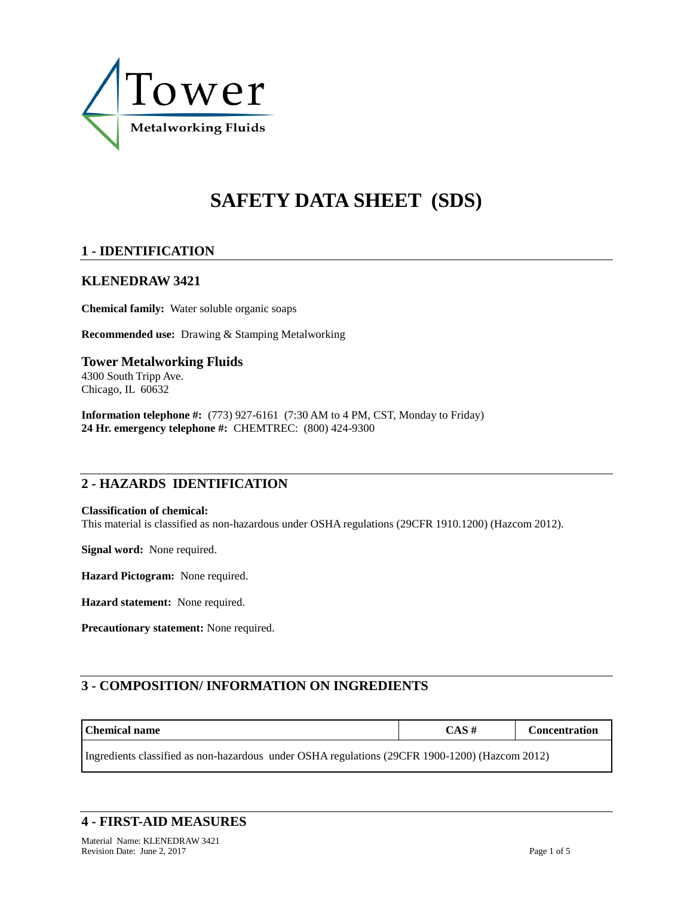Tower

Metalworking Fluids

# SAFETY DATA SHEET (SDS)

## 1 - IDENTIFICATION

### KLENEDRAW 3421

**Chemical family:** Water soluble organic soaps

**Recommended use:** Drawing & Stamping Metalworking

### Tower Metalworking Fluids

4300 South Tripp Ave.
Chicago, IL 60632

**Information telephone #:** (773) 927-6161 (7:30 AM to 4 PM, CST, Monday to Friday)
**24 Hr. emergency telephone #:** CHEMTREC: (800) 424-9300

## 2 - HAZARDS IDENTIFICATION

**Classification of chemical:**
This material is classified as non-hazardous under OSHA regulations (29CFR 1910.1200) (Hazcom 2012).

**Signal word:** None required.

**Hazard Pictogram:** None required.

**Hazard statement:** None required.

**Precautionary statement:** None required.

## 3 - COMPOSITION/ INFORMATION ON INGREDIENTS

| Chemical name | CAS # | Concentration |
|---|---|---|
| Ingredients classified as non-hazardous under OSHA regulations (29CFR 1900-1200) (Hazcom 2012) | | |

## 4 - FIRST-AID MEASURES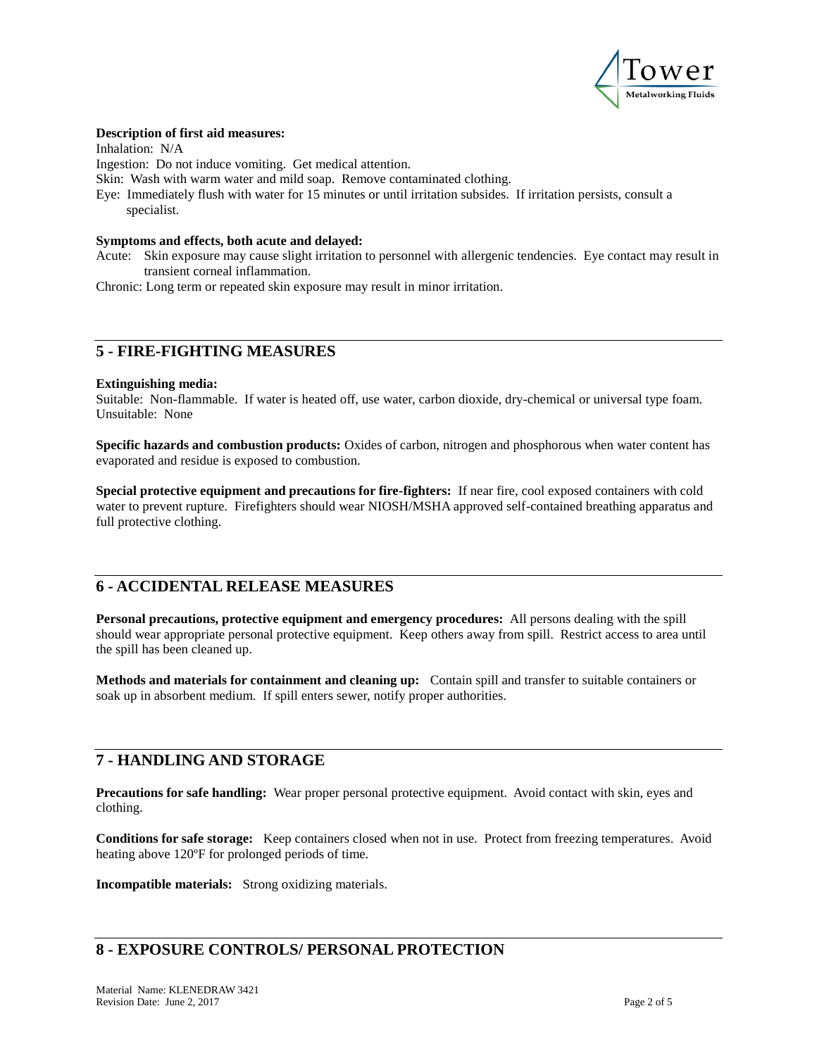**Description of first aid measures:**

Inhalation: N/A

Ingestion: Do not induce vomiting. Get medical attention.

Skin: Wash with warm water and mild soap. Remove contaminated clothing.

Eye: Immediately flush with water for 15 minutes or until irritation subsides. If irritation persists, consult a specialist.

**Symptoms and effects, both acute and delayed:**

Acute: Skin exposure may cause slight irritation to personnel with allergenic tendencies. Eye contact may result in transient corneal inflammation.

Chronic: Long term or repeated skin exposure may result in minor irritation.

## 5 - FIRE-FIGHTING MEASURES

**Extinguishing media:**

Suitable: Non-flammable. If water is heated off, use water, carbon dioxide, dry-chemical or universal type foam.

Unsuitable: None

**Specific hazards and combustion products:** Oxides of carbon, nitrogen and phosphorous when water content has evaporated and residue is exposed to combustion.

**Special protective equipment and precautions for fire-fighters:** If near fire, cool exposed containers with cold water to prevent rupture. Firefighters should wear NIOSH/MSHA approved self-contained breathing apparatus and full protective clothing.

## 6 - ACCIDENTAL RELEASE MEASURES

**Personal precautions, protective equipment and emergency procedures:** All persons dealing with the spill should wear appropriate personal protective equipment. Keep others away from spill. Restrict access to area until the spill has been cleaned up.

**Methods and materials for containment and cleaning up:** Contain spill and transfer to suitable containers or soak up in absorbent medium. If spill enters sewer, notify proper authorities.

## 7 - HANDLING AND STORAGE

**Precautions for safe handling:** Wear proper personal protective equipment. Avoid contact with skin, eyes and clothing.

**Conditions for safe storage:** Keep containers closed when not in use. Protect from freezing temperatures. Avoid heating above 120ºF for prolonged periods of time.

**Incompatible materials:** Strong oxidizing materials.

## 8 - EXPOSURE CONTROLS/ PERSONAL PROTECTION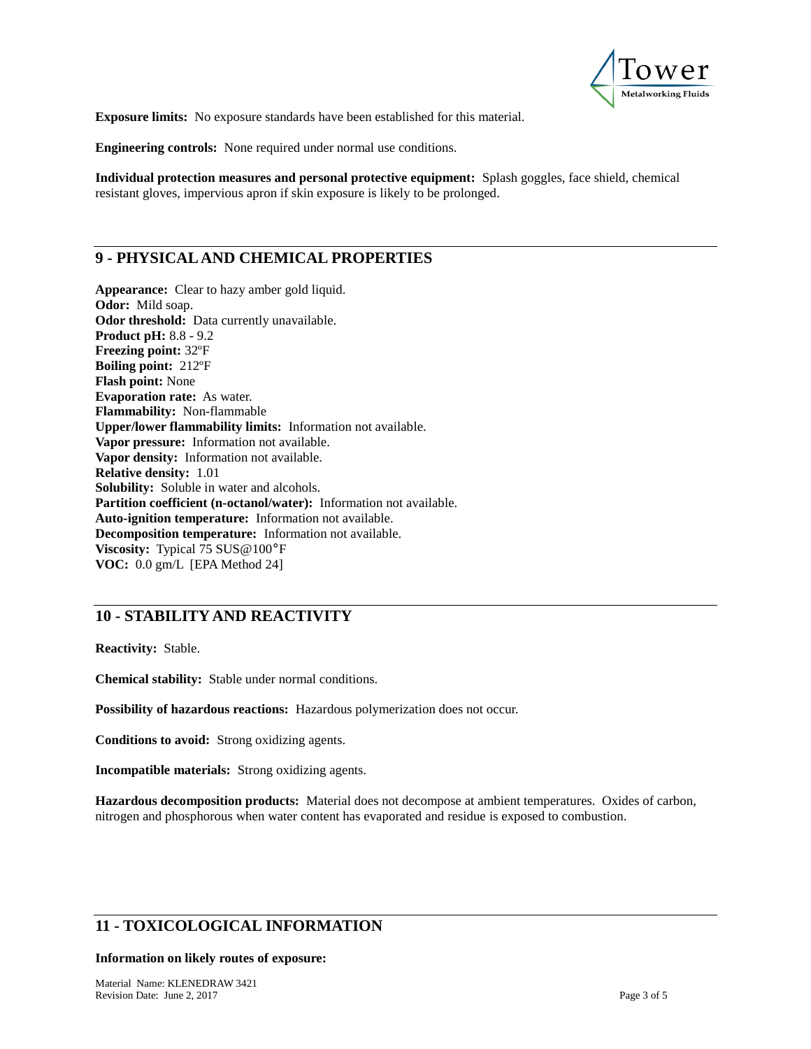**Exposure limits:** No exposure standards have been established for this material.

**Engineering controls:** None required under normal use conditions.

**Individual protection measures and personal protective equipment:** Splash goggles, face shield, chemical resistant gloves, impervious apron if skin exposure is likely to be prolonged.

## 9 - PHYSICAL AND CHEMICAL PROPERTIES

**Appearance:** Clear to hazy amber gold liquid.
**Odor:** Mild soap.
**Odor threshold:** Data currently unavailable.
**Product pH:** 8.8 - 9.2
**Freezing point:** 32ºF
**Boiling point:** 212ºF
**Flash point:** None
**Evaporation rate:** As water.
**Flammability:** Non-flammable
**Upper/lower flammability limits:** Information not available.
**Vapor pressure:** Information not available.
**Vapor density:** Information not available.
**Relative density:** 1.01
**Solubility:** Soluble in water and alcohols.
**Partition coefficient (n-octanol/water):** Information not available.
**Auto-ignition temperature:** Information not available.
**Decomposition temperature:** Information not available.
**Viscosity:** Typical 75 SUS@100°F
**VOC:** 0.0 gm/L [EPA Method 24]

## 10 - STABILITY AND REACTIVITY

**Reactivity:** Stable.

**Chemical stability:** Stable under normal conditions.

**Possibility of hazardous reactions:** Hazardous polymerization does not occur.

**Conditions to avoid:** Strong oxidizing agents.

**Incompatible materials:** Strong oxidizing agents.

**Hazardous decomposition products:** Material does not decompose at ambient temperatures. Oxides of carbon, nitrogen and phosphorous when water content has evaporated and residue is exposed to combustion.

## 11 - TOXICOLOGICAL INFORMATION

**Information on likely routes of exposure:**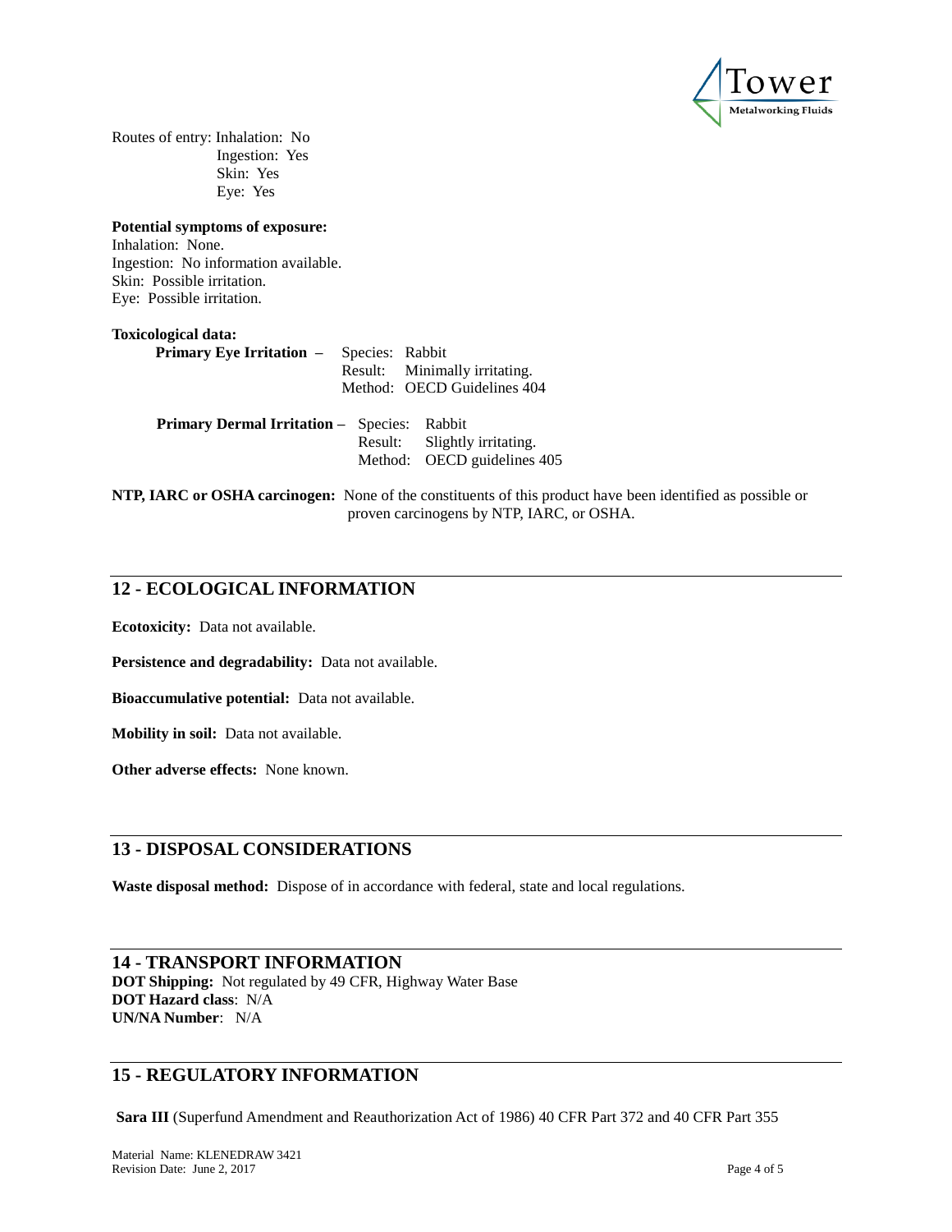Routes of entry: Inhalation: No
Ingestion: Yes
Skin: Yes
Eye: Yes

**Potential symptoms of exposure:**
Inhalation: None.
Ingestion: No information available.
Skin: Possible irritation.
Eye: Possible irritation.

**Toxicological data:**

**Primary Eye Irritation** – Species: Rabbit
Result: Minimally irritating.
Method: OECD Guidelines 404

**Primary Dermal Irritation** – Species: Rabbit
Result: Slightly irritating.
Method: OECD guidelines 405

**NTP, IARC or OSHA carcinogen:** None of the constituents of this product have been identified as possible or proven carcinogens by NTP, IARC, or OSHA.

## 12 - ECOLOGICAL INFORMATION

**Ecotoxicity:** Data not available.

**Persistence and degradability:** Data not available.

**Bioaccumulative potential:** Data not available.

**Mobility in soil:** Data not available.

**Other adverse effects:** None known.

## 13 - DISPOSAL CONSIDERATIONS

**Waste disposal method:** Dispose of in accordance with federal, state and local regulations.

## 14 - TRANSPORT INFORMATION

**DOT Shipping:** Not regulated by 49 CFR, Highway Water Base
**DOT Hazard class**: N/A
**UN/NA Number**: N/A

## 15 - REGULATORY INFORMATION

**Sara III** (Superfund Amendment and Reauthorization Act of 1986) 40 CFR Part 372 and 40 CFR Part 355

Material Name: KLENEDRAW 3421
Revision Date: June 2, 2017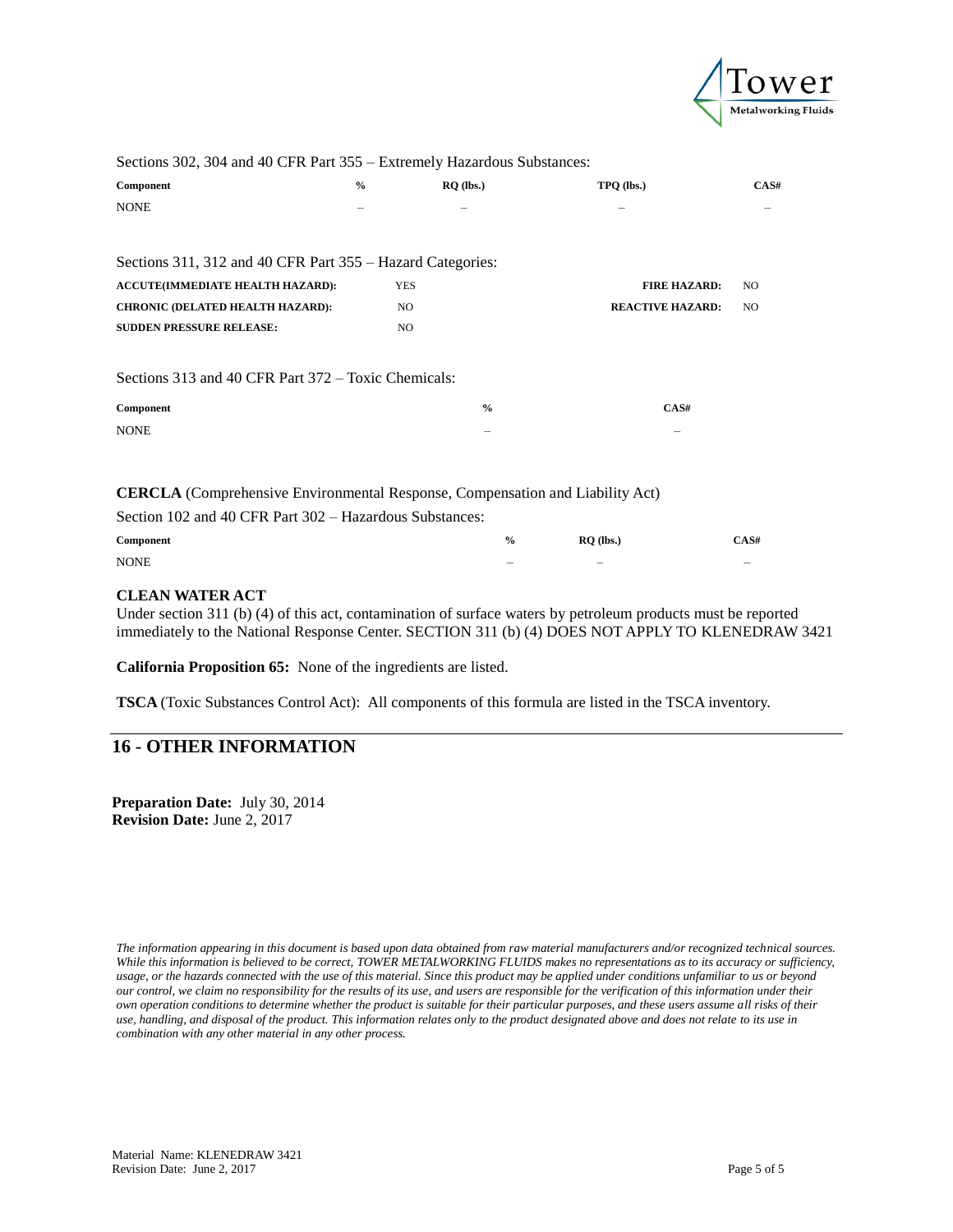Sections 302, 304 and 40 CFR Part 355 – Extremely Hazardous Substances:

| Component | % | RQ (lbs.) | TPQ (lbs.) | CAS# |
|---|---|---|---|---|
| NONE | – | – | – | – |

Sections 311, 312 and 40 CFR Part 355 – Hazard Categories:

| | | | |
|---|---|---|---|
| **ACCUTE(IMMEDIATE HEALTH HAZARD):** | YES | **FIRE HAZARD:** | NO |
| **CHRONIC (DELATED HEALTH HAZARD):** | NO | **REACTIVE HAZARD:** | NO |
| **SUDDEN PRESSURE RELEASE:** | NO | | |

Sections 313 and 40 CFR Part 372 – Toxic Chemicals:

| Component | % | CAS# |
|---|---|---|
| NONE | – | – |

**CERCLA** (Comprehensive Environmental Response, Compensation and Liability Act)

Section 102 and 40 CFR Part 302 – Hazardous Substances:

| Component | % | RQ (lbs.) | CAS# |
|---|---|---|---|
| NONE | – | – | – |

**CLEAN WATER ACT**

Under section 311 (b) (4) of this act, contamination of surface waters by petroleum products must be reported immediately to the National Response Center. SECTION 311 (b) (4) DOES NOT APPLY TO KLENEDRAW 3421

**California Proposition 65:** None of the ingredients are listed.

**TSCA** (Toxic Substances Control Act): All components of this formula are listed in the TSCA inventory.

## 16 - OTHER INFORMATION

**Preparation Date:** July 30, 2014
**Revision Date:** June 2, 2017

*The information appearing in this document is based upon data obtained from raw material manufacturers and/or recognized technical sources. While this information is believed to be correct, TOWER METALWORKING FLUIDS makes no representations as to its accuracy or sufficiency, usage, or the hazards connected with the use of this material. Since this product may be applied under conditions unfamiliar to us or beyond our control, we claim no responsibility for the results of its use, and users are responsible for the verification of this information under their own operation conditions to determine whether the product is suitable for their particular purposes, and these users assume all risks of their use, handling, and disposal of the product. This information relates only to the product designated above and does not relate to its use in combination with any other material in any other process.*